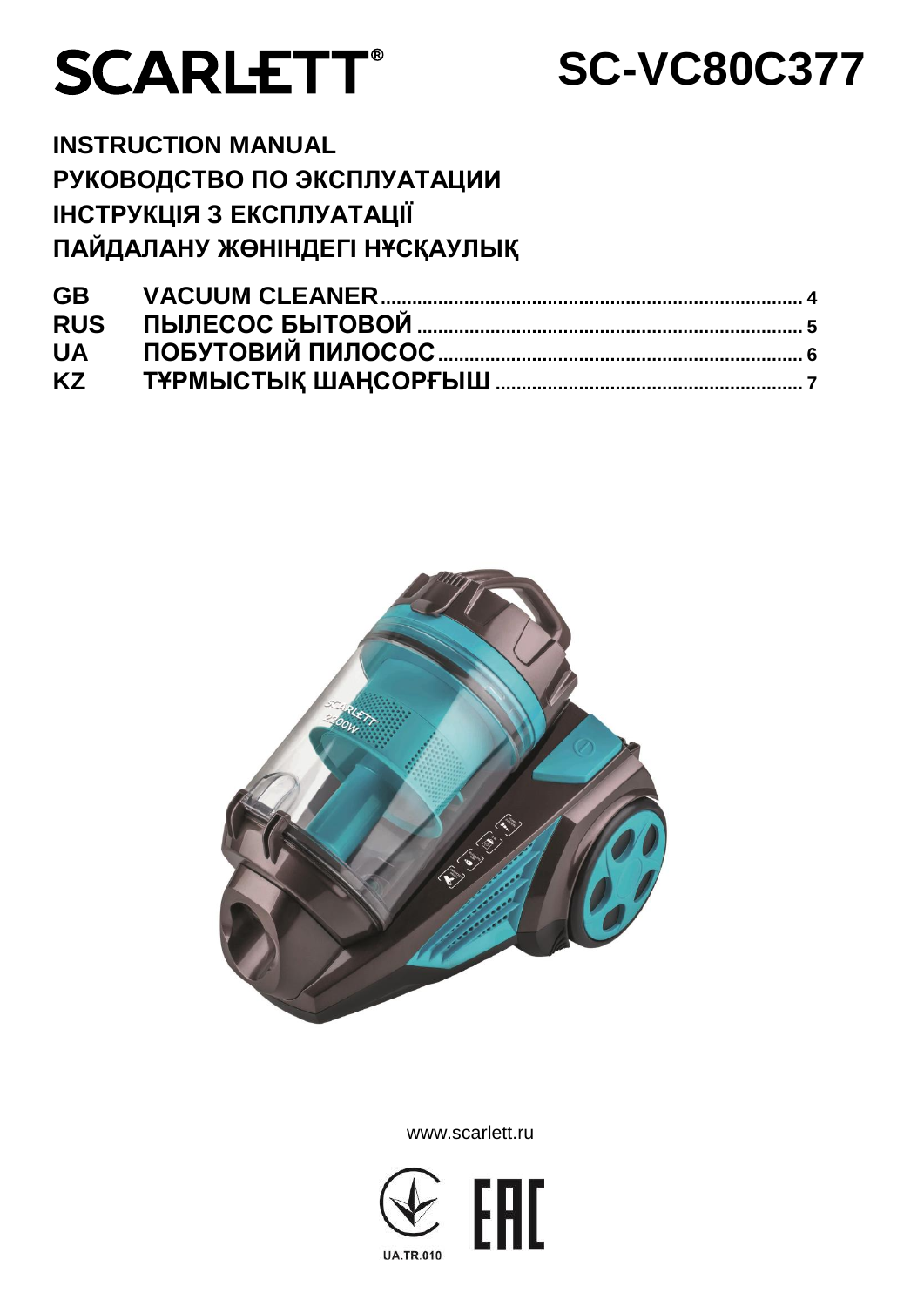# SCARLETT®

# SC-VC80C377

**INSTRUCTION MANUAL**
**РУКОВОДСТВО ПО ЭКСПЛУАТАЦИИ**
**ІНСТРУКЦІЯ З ЕКСПЛУАТАЦІЇ**
**ПАЙДАЛАНУ ЖӨНІНДЕГІ НҰСҚАУЛЫҚ**

| | | |
|---|---|---|
| **GB** | **VACUUM CLEANER** | **4** |
| **RUS** | **ПЫЛЕСОС БЫТОВОЙ** | **5** |
| **UA** | **ПОБУТОВИЙ ПИЛОСОС** | **6** |
| **KZ** | **ТҰРМЫСТЫҚ ШАҢСОРҒЫШ** | **7** |

www.scarlett.ru

UA.TR.010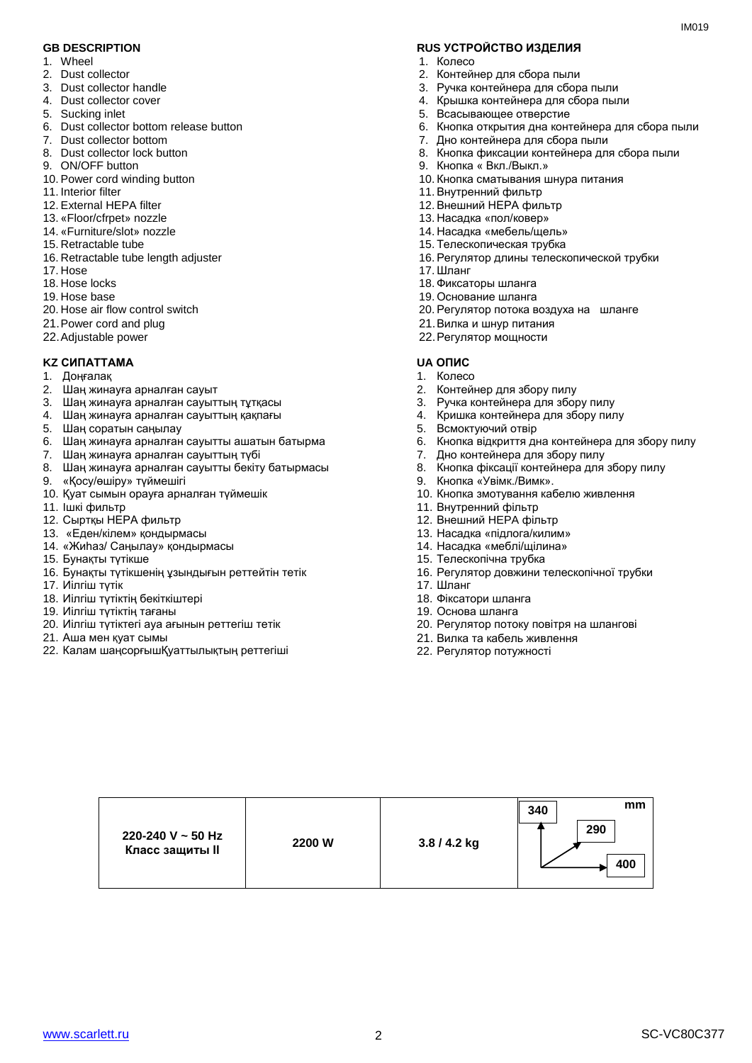## GB DESCRIPTION

1. Wheel
2. Dust collector
3. Dust collector handle
4. Dust collector cover
5. Sucking inlet
6. Dust collector bottom release button
7. Dust collector bottom
8. Dust collector lock button
9. ON/OFF button
10. Power cord winding button
11. Interior filter
12. External HEPA filter
13. «Floor/cfrpet» nozzle
14. «Furniture/slot» nozzle
15. Retractable tube
16. Retractable tube length adjuster
17. Hose
18. Hose locks
19. Hose base
20. Hose air flow control switch
21. Power cord and plug
22. Adjustable power

## RUS УСТРОЙСТВО ИЗДЕЛИЯ

1. Колесо
2. Контейнер для сбора пыли
3. Ручка контейнера для сбора пыли
4. Крышка контейнера для сбора пыли
5. Всасывающее отверстие
6. Кнопка открытия дна контейнера для сбора пыли
7. Дно контейнера для сбора пыли
8. Кнопка фиксации контейнера для сбора пыли
9. Кнопка « Вкл./Выкл.»
10. Кнопка сматывания шнура питания
11. Внутренний фильтр
12. Внешний HEPA фильтр
13. Насадка «пол/ковер»
14. Насадка «мебель/щель»
15. Телескопическая трубка
16. Регулятор длины телескопической трубки
17. Шланг
18. Фиксаторы шланга
19. Основание шланга
20. Регулятор потока воздуха на шланге
21. Вилка и шнур питания
22. Регулятор мощности

## KZ СИПАТТАМА

1. Доңғалақ
2. Шаң жинауға арналған сауыт
3. Шаң жинауға арналған сауыттың тұтқасы
4. Шаң жинауға арналған сауыттың қақпағы
5. Шаң соратын саңылау
6. Шаң жинауға арналған сауытты ашатын батырма
7. Шаң жинауға арналған сауыттың түбі
8. Шаң жинауға арналған сауытты бекіту батырмасы
9. «Қосу/өшіру» түймешігі
10. Қуат сымын орауға арналған түймешік
11. Ішкі фильтр
12. Сыртқы HEPA фильтр
13. «Еден/кілем» қондырмасы
14. «Жиһаз/ Саңылау» қондырмасы
15. Бунақты түтікше
16. Бунақты түтікшенің ұзындығын реттейтін тетік
17. Иілгіш түтік
18. Иілгіш түтіктің бекіткіштері
19. Иілгіш түтіктің тағаны
20. Иілгіш түтіктегі ауа ағынын реттегіш тетік
21. Аша мен қуат сымы
22. Калам шаңсорғышҚуаттылықтың реттегіші

## UA ОПИС

1. Колесо
2. Контейнер для збору пилу
3. Ручка контейнера для збору пилу
4. Кришка контейнера для збору пилу
5. Всмоктуючий отвір
6. Кнопка відкриття дна контейнера для збору пилу
7. Дно контейнера для збору пилу
8. Кнопка фіксації контейнера для збору пилу
9. Кнопка «Увімк./Вимк».
10. Кнопка змотування кабелю живлення
11. Внутренний фільтр
12. Внешний HEPA фільтр
13. Насадка «підлога/килим»
14. Насадка «меблі/щілина»
15. Телескопічна трубка
16. Регулятор довжини телескопічної трубки
17. Шланг
18. Фіксатори шланга
19. Основа шланга
20. Регулятор потоку повітря на шлангові
21. Вилка та кабель живлення
22. Регулятор потужності

| 220-240 V ~ 50 Hz<br>Класс защиты II | 2200 W | 3.8 / 4.2 kg | mm: 340 / 290 / 400 |
|---|---|---|---|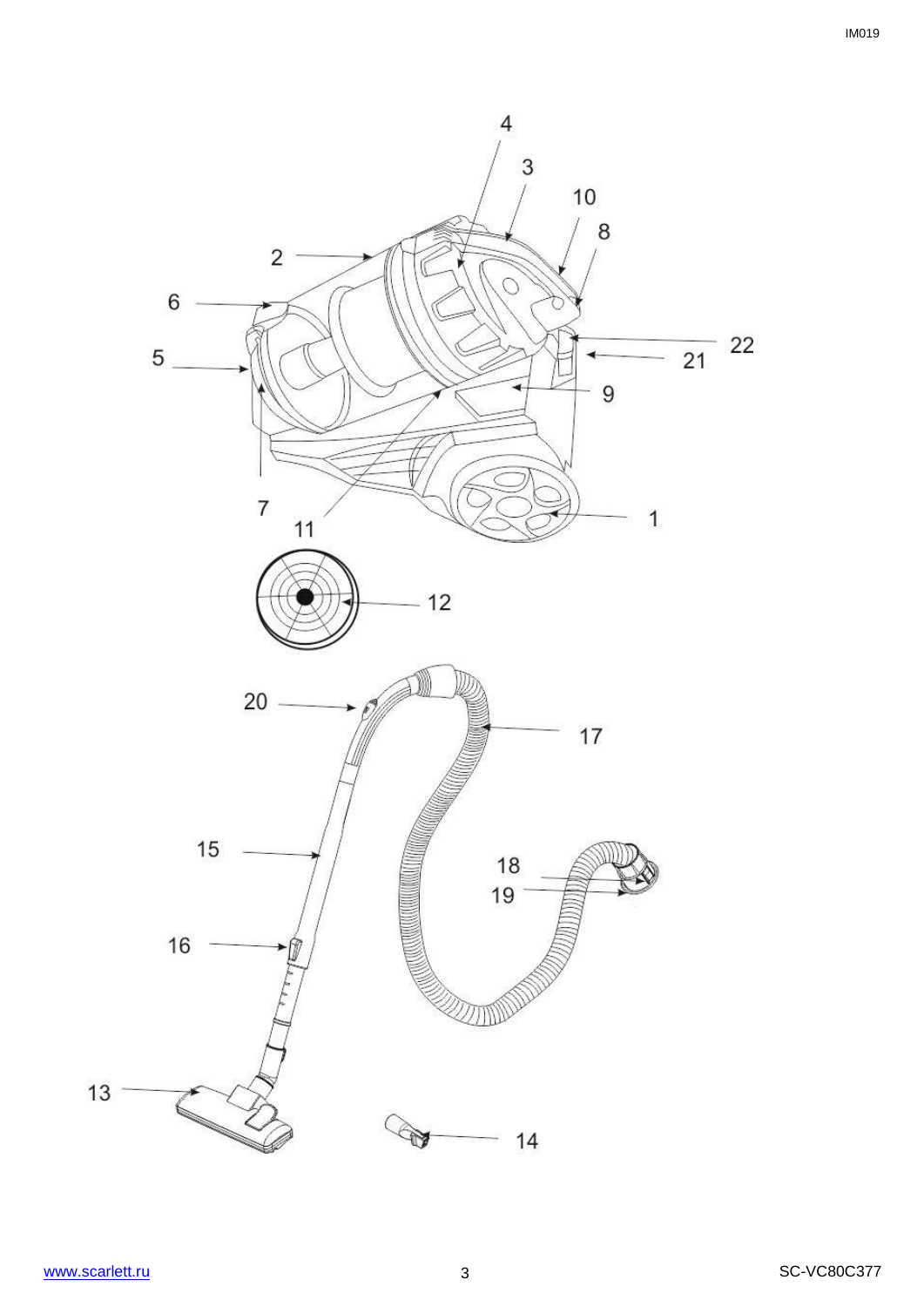4
3
10
8
2
6
22
21
5
9
7
11
1
12
20
17
15
18
19
16
13
14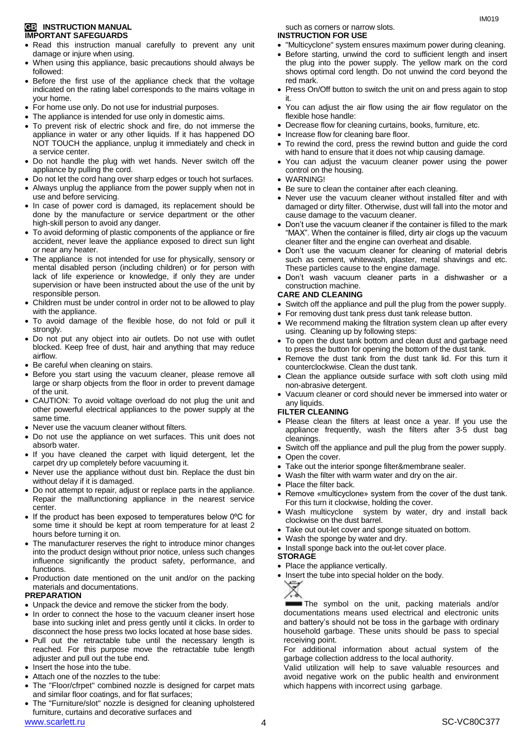# GB INSTRUCTION MANUAL

## IMPORTANT SAFEGUARDS

- Read this instruction manual carefully to prevent any unit damage or injure when using.
- When using this appliance, basic precautions should always be followed:
- Before the first use of the appliance check that the voltage indicated on the rating label corresponds to the mains voltage in your home.
- For home use only. Do not use for industrial purposes.
- The appliance is intended for use only in domestic aims.
- To prevent risk of electric shock and fire, do not immerse the appliance in water or any other liquids. If it has happened DO NOT TOUCH the appliance, unplug it immediately and check in a service center.
- Do not handle the plug with wet hands. Never switch off the appliance by pulling the cord.
- Do not let the cord hang over sharp edges or touch hot surfaces.
- Always unplug the appliance from the power supply when not in use and before servicing.
- In case of power cord is damaged, its replacement should be done by the manufacture or service department or the other high-skill person to avoid any danger.
- To avoid deforming of plastic components of the appliance or fire accident, never leave the appliance exposed to direct sun light or near any heater.
- The appliance is not intended for use for physically, sensory or mental disabled person (including children) or for person with lack of life experience or knowledge, if only they are under supervision or have been instructed about the use of the unit by responsible person.
- Children must be under control in order not to be allowed to play with the appliance.
- To avoid damage of the flexible hose, do not fold or pull it strongly.
- Do not put any object into air outlets. Do not use with outlet blocked. Keep free of dust, hair and anything that may reduce airflow.
- Be careful when cleaning on stairs.
- Before you start using the vacuum cleaner, please remove all large or sharp objects from the floor in order to prevent damage of the unit.
- CAUTION: To avoid voltage overload do not plug the unit and other powerful electrical appliances to the power supply at the same time.
- Never use the vacuum cleaner without filters.
- Do not use the appliance on wet surfaces. This unit does not absorb water.
- If you have cleaned the carpet with liquid detergent, let the carpet dry up completely before vacuuming it.
- Never use the appliance without dust bin. Replace the dust bin without delay if it is damaged.
- Do not attempt to repair, adjust or replace parts in the appliance. Repair the malfunctioning appliance in the nearest service center.
- If the product has been exposed to temperatures below 0ºC for some time it should be kept at room temperature for at least 2 hours before turning it on.
- The manufacturer reserves the right to introduce minor changes into the product design without prior notice, unless such changes influence significantly the product safety, performance, and functions.
- Production date mentioned on the unit and/or on the packing materials and documentations.

## PREPARATION

- Unpack the device and remove the sticker from the body.
- In order to connect the hose to the vacuum cleaner insert hose base into sucking inlet and press gently until it clicks. In order to disconnect the hose press two locks located at hose base sides.
- Pull out the retractable tube until the necessary length is reached. For this purpose move the retractable tube length adjuster and pull out the tube end.
- Insert the hose into the tube.
- Attach one of the nozzles to the tube:
- The "Floor/cfrpet" combined nozzle is designed for carpet mats and similar floor coatings, and for flat surfaces;
- The "Furniture/slot" nozzle is designed for cleaning upholstered furniture, curtains and decorative surfaces and such as corners or narrow slots.

## INSTRUCTION FOR USE

- "Multicyclone" system ensures maximum power during cleaning.
- Before starting, unwind the cord to sufficient length and insert the plug into the power supply. The yellow mark on the cord shows optimal cord length. Do not unwind the cord beyond the red mark.
- Press On/Off button to switch the unit on and press again to stop it.
- You can adjust the air flow using the air flow regulator on the flexible hose handle:
- Decrease flow for cleaning curtains, books, furniture, etc.
- Increase flow for cleaning bare floor.
- To rewind the cord, press the rewind button and guide the cord with hand to ensure that it does not whip causing damage.
- You can adjust the vacuum cleaner power using the power control on the housing.
- WARNING!
- Be sure to clean the container after each cleaning.
- Never use the vacuum cleaner without installed filter and with damaged or dirty filter. Otherwise, dust will fall into the motor and cause damage to the vacuum cleaner.
- Don't use the vacuum cleaner if the container is filled to the mark "MAX". When the container is filled, dirty air clogs up the vacuum cleaner filter and the engine can overheat and disable.
- Don't use the vacuum cleaner for cleaning of material debris such as cement, whitewash, plaster, metal shavings and etc. These particles cause to the engine damage.
- Don't wash vacuum cleaner parts in a dishwasher or a construction machine.

## CARE AND CLEANING

- Switch off the appliance and pull the plug from the power supply.
- For removing dust tank press dust tank release button.
- We recommend making the filtration system clean up after every using. Cleaning up by following steps:
- To open the dust tank bottom and clean dust and garbage need to press the button for opening the bottom of the dust tank.
- Remove the dust tank from the dust tank lid. For this turn it counterclockwise. Clean the dust tank.
- Clean the appliance outside surface with soft cloth using mild non-abrasive detergent.
- Vacuum cleaner or cord should never be immersed into water or any liquids.

## FILTER CLEANING

- Please clean the filters at least once a year. If you use the appliance frequently, wash the filters after 3-5 dust bag cleanings.
- Switch off the appliance and pull the plug from the power supply.
- Open the cover.
- Take out the interior sponge filter&membrane sealer.
- Wash the filter with warm water and dry on the air.
- Place the filter back.
- Remove «multicyclone» system from the cover of the dust tank. For this turn it clockwise, holding the cover.
- Wash multicyclone system by water, dry and install back clockwise on the dust barrel.
- Take out out-let cover and sponge situated on bottom.
- Wash the sponge by water and dry.
- Install sponge back into the out-let cover place.

## STORAGE

- Place the appliance vertically.
- Insert the tube into special holder on the body.

The symbol on the unit, packing materials and/or documentations means used electrical and electronic units and battery's should not be toss in the garbage with ordinary household garbage. These units should be pass to special receiving point.

For additional information about actual system of the garbage collection address to the local authority.

Valid utilization will help to save valuable resources and avoid negative work on the public health and environment which happens with incorrect using garbage.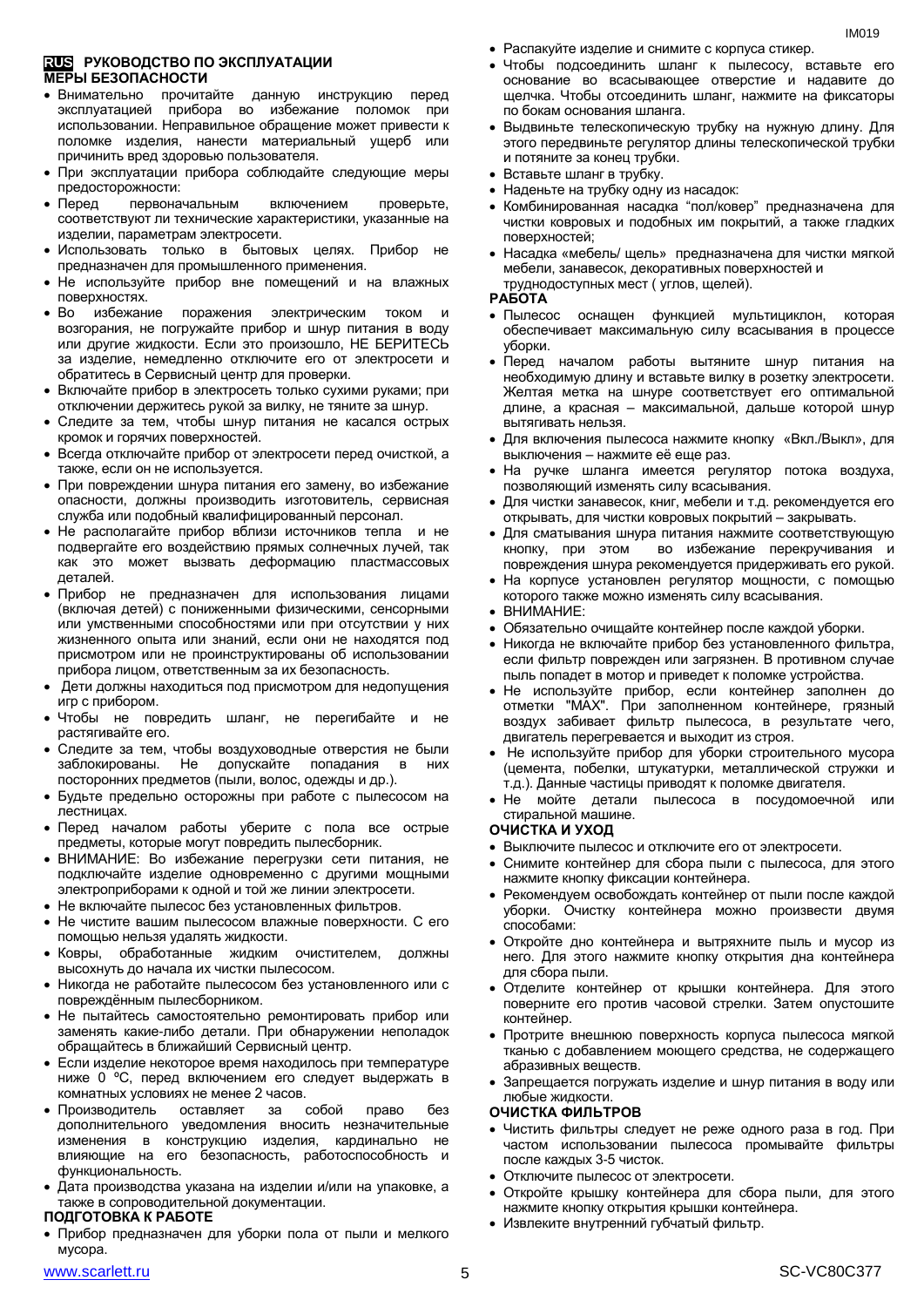## RUS РУКОВОДСТВО ПО ЭКСПЛУАТАЦИИ

### МЕРЫ БЕЗОПАСНОСТИ

- Внимательно прочитайте данную инструкцию перед эксплуатацией прибора во избежание поломок при использовании. Неправильное обращение может привести к поломке изделия, нанести материальный ущерб или причинить вред здоровью пользователя.
- При эксплуатации прибора соблюдайте следующие меры предосторожности:
- Перед первоначальным включением проверьте, соответствуют ли технические характеристики, указанные на изделии, параметрам электросети.
- Использовать только в бытовых целях. Прибор не предназначен для промышленного применения.
- Не используйте прибор вне помещений и на влажных поверхностях.
- Во избежание поражения электрическим током и возгорания, не погружайте прибор и шнур питания в воду или другие жидкости. Если это произошло, НЕ БЕРИТЕСЬ за изделие, немедленно отключите его от электросети и обратитесь в Сервисный центр для проверки.
- Включайте прибор в электросеть только сухими руками; при отключении держитесь рукой за вилку, не тяните за шнур.
- Следите за тем, чтобы шнур питания не касался острых кромок и горячих поверхностей.
- Всегда отключайте прибор от электросети перед очисткой, а также, если он не используется.
- При повреждении шнура питания его замену, во избежание опасности, должны производить изготовитель, сервисная служба или подобный квалифицированный персонал.
- Не располагайте прибор вблизи источников тепла и не подвергайте его воздействию прямых солнечных лучей, так как это может вызвать деформацию пластмассовых деталей.
- Прибор не предназначен для использования лицами (включая детей) с пониженными физическими, сенсорными или умственными способностями или при отсутствии у них жизненного опыта или знаний, если они не находятся под присмотром или не проинструктированы об использовании прибора лицом, ответственным за их безопасность.
- Дети должны находиться под присмотром для недопущения игр с прибором.
- Чтобы не повредить шланг, не перегибайте и не растягивайте его.
- Следите за тем, чтобы воздуховодные отверстия не были заблокированы. Не допускайте попадания в них посторонних предметов (пыли, волос, одежды и др.).
- Будьте предельно осторожны при работе с пылесосом на лестницах.
- Перед началом работы уберите с пола все острые предметы, которые могут повредить пылесборник.
- ВНИМАНИЕ: Во избежание перегрузки сети питания, не подключайте изделие одновременно с другими мощными электроприборами к одной и той же линии электросети.
- Не включайте пылесос без установленных фильтров.
- Не чистите вашим пылесосом влажные поверхности. С его помощью нельзя удалять жидкости.
- Ковры, обработанные жидким очистителем, должны высохнуть до начала их чистки пылесосом.
- Никогда не работайте пылесосом без установленного или с повреждённым пылесборником.
- Не пытайтесь самостоятельно ремонтировать прибор или заменять какие-либо детали. При обнаружении неполадок обращайтесь в ближайший Сервисный центр.
- Если изделие некоторое время находилось при температуре ниже 0 ºC, перед включением его следует выдержать в комнатных условиях не менее 2 часов.
- Производитель оставляет за собой право без дополнительного уведомления вносить незначительные изменения в конструкцию изделия, кардинально не влияющие на его безопасность, работоспособность и функциональность.
- Дата производства указана на изделии и/или на упаковке, а также в сопроводительной документации.

### ПОДГОТОВКА К РАБОТЕ

- Прибор предназначен для уборки пола от пыли и мелкого мусора.
- Распакуйте изделие и снимите с корпуса стикер.
- Чтобы подсоединить шланг к пылесосу, вставьте его основание во всасывающее отверстие и надавите до щелчка. Чтобы отсоединить шланг, нажмите на фиксаторы по бокам основания шланга.
- Выдвиньте телескопическую трубку на нужную длину. Для этого передвиньте регулятор длины телескопической трубки и потяните за конец трубки.
- Вставьте шланг в трубку.
- Наденьте на трубку одну из насадок:
- Комбинированная насадка “пол/ковер” предназначена для чистки ковровых и подобных им покрытий, а также гладких поверхностей;
- Насадка «мебель/ щель» предназначена для чистки мягкой мебели, занавесок, декоративных поверхностей и труднодоступных мест ( углов, щелей).

### РАБОТА

- Пылесос оснащен функцией мультициклон, которая обеспечивает максимальную силу всасывания в процессе уборки.
- Перед началом работы вытяните шнур питания на необходимую длину и вставьте вилку в розетку электросети. Желтая метка на шнуре соответствует его оптимальной длине, а красная – максимальной, дальше которой шнур вытягивать нельзя.
- Для включения пылесоса нажмите кнопку «Вкл./Выкл», для выключения – нажмите её еще раз.
- На ручке шланга имеется регулятор потока воздуха, позволяющий изменять силу всасывания.
- Для чистки занавесок, книг, мебели и т.д. рекомендуется его открывать, для чистки ковровых покрытий – закрывать.
- Для сматывания шнура питания нажмите соответствующую кнопку, при этом во избежание перекручивания и повреждения шнура рекомендуется придерживать его рукой.
- На корпусе установлен регулятор мощности, с помощью которого также можно изменять силу всасывания.
- ВНИМАНИЕ:
- Обязательно очищайте контейнер после каждой уборки.
- Никогда не включайте прибор без установленного фильтра, если фильтр поврежден или загрязнен. В противном случае пыль попадет в мотор и приведет к поломке устройства.
- Не используйте прибор, если контейнер заполнен до отметки "MAX". При заполненном контейнере, грязный воздух забивает фильтр пылесоса, в результате чего, двигатель перегревается и выходит из строя.
- Не используйте прибор для уборки строительного мусора (цемента, побелки, штукатурки, металлической стружки и т.д.). Данные частицы приводят к поломке двигателя.
- Не мойте детали пылесоса в посудомоечной или стиральной машине.

### ОЧИСТКА И УХОД

- Выключите пылесос и отключите его от электросети.
- Снимите контейнер для сбора пыли с пылесоса, для этого нажмите кнопку фиксации контейнера.
- Рекомендуем освобождать контейнер от пыли после каждой уборки. Очистку контейнера можно произвести двумя способами:
- Откройте дно контейнера и вытряхните пыль и мусор из него. Для этого нажмите кнопку открытия дна контейнера для сбора пыли.
- Отделите контейнер от крышки контейнера. Для этого поверните его против часовой стрелки. Затем опустошите контейнер.
- Протрите внешнюю поверхность корпуса пылесоса мягкой тканью с добавлением моющего средства, не содержащего абразивных веществ.
- Запрещается погружать изделие и шнур питания в воду или любые жидкости.

### ОЧИСТКА ФИЛЬТРОВ

- Чистить фильтры следует не реже одного раза в год. При частом использовании пылесоса промывайте фильтры после каждых 3-5 чисток.
- Отключите пылесос от электросети.
- Откройте крышку контейнера для сбора пыли, для этого нажмите кнопку открытия крышки контейнера.
- Извлеките внутренний губчатый фильтр.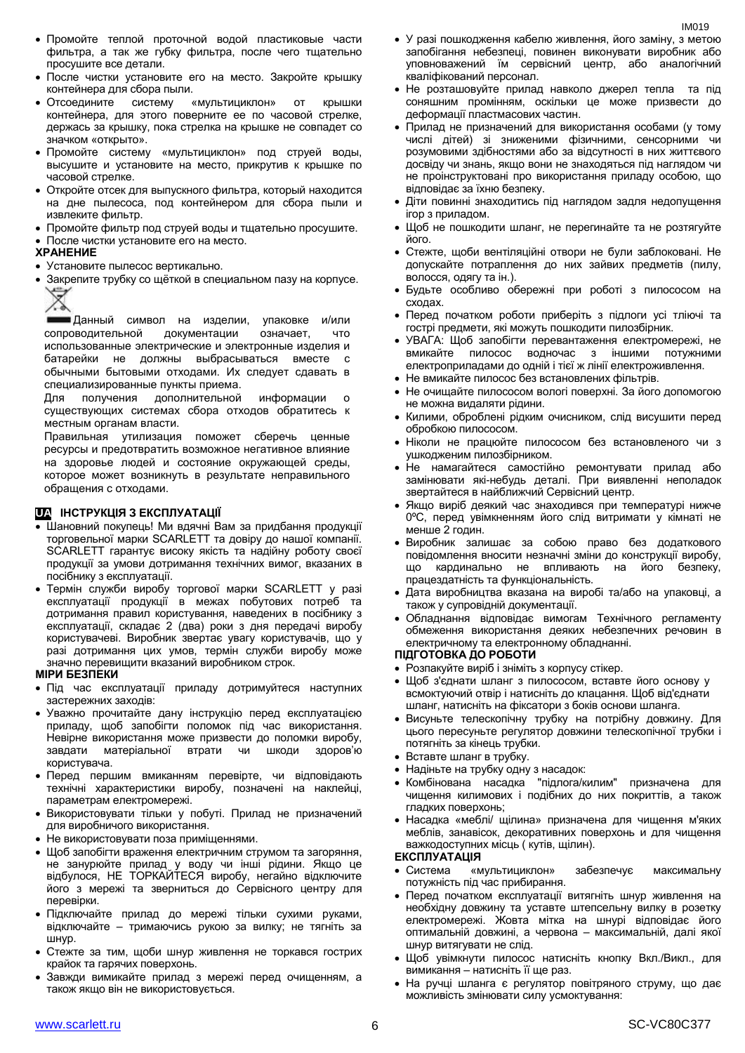- Промойте теплой проточной водой пластиковые части фильтра, а так же губку фильтра, после чего тщательно просушите все детали.
- После чистки установите его на место. Закройте крышку контейнера для сбора пыли.
- Отсоедините систему «мультициклон» от крышки контейнера, для этого поверните ее по часовой стрелке, держась за крышку, пока стрелка на крышке не совпадет со значком «открыто».
- Промойте систему «мультициклон» под струей воды, высушите и установите на место, прикрутив к крышке по часовой стрелке.
- Откройте отсек для выпускного фильтра, который находится на дне пылесоса, под контейнером для сбора пыли и извлеките фильтр.
- Промойте фильтр под струей воды и тщательно просушите.
- После чистки установите его на место.

**ХРАНЕНИЕ**

- Установите пылесос вертикально.
- Закрепите трубку со щёткой в специальном пазу на корпусе.

Данный символ на изделии, упаковке и/или сопроводительной документации означает, что использованные электрические и электронные изделия и батарейки не должны выбрасываться вместе с обычными бытовыми отходами. Их следует сдавать в специализированные пункты приема.

Для получения дополнительной информации о существующих системах сбора отходов обратитесь к местным органам власти.

Правильная утилизация поможет сберечь ценные ресурсы и предотвратить возможное негативное влияние на здоровье людей и состояние окружающей среды, которое может возникнуть в результате неправильного обращения с отходами.

## UA ІНСТРУКЦІЯ З ЕКСПЛУАТАЦІЇ

- Шановний покупець! Ми вдячні Вам за придбання продукції торговельної марки SCARLETT та довіру до нашої компанії. SCARLETT гарантує високу якість та надійну роботу своєї продукції за умови дотримання технічних вимог, вказаних в посібнику з експлуатації.
- Термін служби виробу торгової марки SCARLETT у разі експлуатації продукції в межах побутових потреб та дотримання правил користування, наведених в посібнику з експлуатації, складає 2 (два) роки з дня передачі виробу користувачеві. Виробник звертає увагу користувачів, що у разі дотримання цих умов, термін служби виробу може значно перевищити вказаний виробником строк.

**МІРИ БЕЗПЕКИ**

- Під час експлуатації приладу дотримуйтеся наступних застережних заходів:
- Уважно прочитайте дану інструкцію перед експлуатацією приладу, щоб запобігти поломок під час використання. Невірне використання може призвести до поломки виробу, завдати матеріальної втрати чи шкоди здоров'ю користувача.
- Перед першим вмиканням перевірте, чи відповідають технічні характеристики виробу, позначені на наклейці, параметрам електромережі.
- Використовувати тільки у побуті. Прилад не призначений для виробничого використання.
- Не використовувати поза приміщеннями.
- Щоб запобігти враження електричним струмом та загоряння, не занурюйте прилад у воду чи інші рідини. Якщо це відбулося, НЕ ТОРКАЙТЕСЯ виробу, негайно відключите його з мережі та зверниться до Сервісного центру для перевірки.
- Підключайте прилад до мережі тільки сухими руками, відключайте – тримаючись рукою за вилку; не тягніть за шнур.
- Стежте за тим, щоби шнур живлення не торкався гострих крайок та гарячих поверхонь.
- Завжди вимикайте прилад з мережі перед очищенням, а також якщо він не використовується.
- У разі пошкодження кабелю живлення, його заміну, з метою запобігання небезпеці, повинен виконувати виробник або уповноважений їм сервісний центр, або аналогічний кваліфікований персонал.
- Не розташовуйте прилад навколо джерел тепла та під сонячним промінням, оскільки це може призвести до деформації пластмасових частин.
- Прилад не призначений для використання особами (у тому числі дітей) зі зниженими фізичними, сенсорними чи розумовими здібностями або за відсутності в них життєвого досвіду чи знань, якщо вони не знаходяться під наглядом чи не проінструктовані про використання приладу особою, що відповідає за їхню безпеку.
- Діти повинні знаходитись під наглядом задля недопущення ігор з приладом.
- Щоб не пошкодити шланг, не перегинайте та не розтягуйте його.
- Стежте, щоби вентиляційні отвори не були заблоковані. Не допускайте потраплення до них зайвих предметів (пилу, волосся, одягу та ін.).
- Будьте особливо обережні при роботі з пилососом на сходах.
- Перед початком роботи приберіть з підлоги усі тліючі та гострі предмети, які можуть пошкодити пилозбірник.
- УВАГА: Щоб запобігти перевантаження електромережі, не вмикайте пилосос водночас з іншими потужними електроприладами до одній і тієї ж лінії електроживлення.
- Не вмикайте пилосос без встановлених фільтрів.
- Не очищайте пилососом вологі поверхні. За його допомогою не можна видаляти рідини.
- Килими, оброблені рідким очисником, слід висушити перед обробкою пилососом.
- Ніколи не працюйте пилососом без встановленого чи з ушкодженим пилозбірником.
- Не намагайтеся самостійно ремонтувати прилад або замінювати які-небудь деталі. При виявленні неполадок звертайтеся в найближчий Сервісний центр.
- Якщо виріб деякий час знаходився при температурі нижче 0ºC, перед увімкненням його слід витримати у кімнаті не менше 2 годин.
- Виробник залишає за собою право без додаткового повідомлення вносити незначні зміни до конструкції виробу, що кардинально не впливають на його безпеку, працездатність та функціональність.
- Дата виробництва вказана на виробі та/або на упаковці, а також у супровідній документації.
- Обладнання відповідає вимогам Технічного регламенту обмеження використання деяких небезпечних речовин в електричному та електронному обладнанні.

**ПІДГОТОВКА ДО РОБОТИ**

- Розпакуйте виріб і зніміть з корпусу стікер.
- Щоб з'єднати шланг з пилососом, вставте його основу у всмоктуючий отвір і натисніть до клацання. Щоб від'єднати шланг, натисніть на фіксатори з боків основи шланга.
- Висуньте телескопічну трубку на потрібну довжину. Для цього пересуньте регулятор довжини телескопічної трубки і потягніть за кінець трубки.
- Вставте шланг в трубку.
- Надіньте на трубку одну з насадок:
- Комбінована насадка "підлога/килим" призначена для чищення килимових і подібних до них покриттів, а також гладких поверхонь;
- Насадка «меблі/ щілина» призначена для чищення м'яких меблів, занавісок, декоративних поверхонь і для чищення важкодоступних місць ( кутів, щілин).

**ЕКСПЛУАТАЦІЯ**

- Система «мультициклон» забезпечує максимальну потужність під час прибирання.
- Перед початком експлуатації витягніть шнур живлення на необхідну довжину та уставте штепсельну вилку в розетку електромережі. Жовта мітка на шнурі відповідає його оптимальній довжині, а червона – максимальній, далі якої шнур витягувати не слід.
- Щоб увімкнути пилосос натисніть кнопку Вкл./Викл., для вимикання – натисніть її ще раз.
- На ручці шланга є регулятор повітряного струму, що дає можливість змінювати силу усмоктування: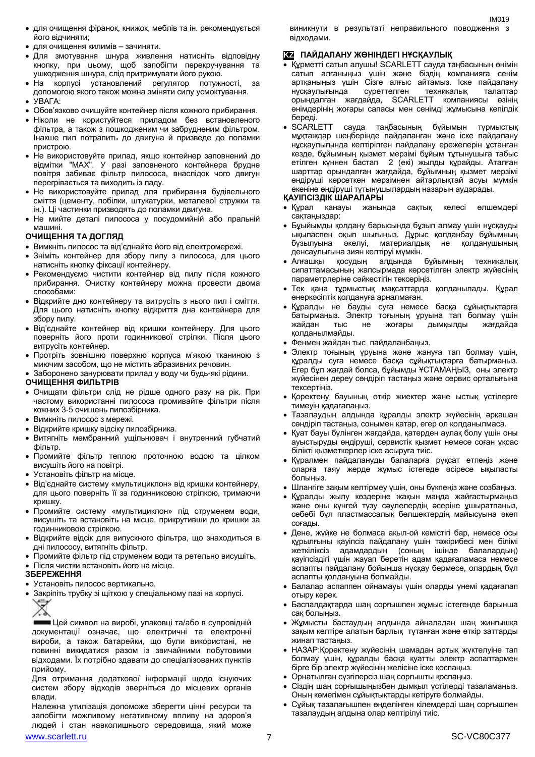- для очищення фіранок, книжок, меблів та ін. рекомендується його відчиняти;
- для очищення килимів – зачиняти.
- Для змотування шнура живлення натисніть відповідну кнопку, при цьому, щоб запобігти перекручування та ушкодження шнура, слід притримувати його рукою.
- На корпусі установлений регулятор потужності, за допомогою якого також можна змінити силу усмоктування.
- УВАГА:
- Обов'язково очищуйте контейнер після кожного прибирання.
- Ніколи не користуйтеся приладом без встановленого фільтра, а також з пошкодженим чи забрудненим фільтром. Інакше пил потрапить до двигуна й призведе до поламки пристрою.
- Не використовуйте прилад, якщо контейнер заповнений до відмітки "MAX". У разі заповненого контейнера брудне повітря забиває фільтр пилососа, внаслідок чого двигун перегрівається та виходить із ладу.
- Не використовуйте прилад для прибирання будівельного сміття (цементу, побілки, штукатурки, металевої стружки та ін.). Ці частинки призводять до поламки двигуна.
- Не мийте деталі пилососа у посудомийній або пральній машині.

**ОЧИЩЕННЯ ТА ДОГЛЯД**

- Вимкніть пилосос та від'єднайте його від електромережі.
- Зніміть контейнер для збору пилу з пилососа, для цього натисніть кнопку фіксації контейнеру.
- Рекомендуємо чистити контейнер від пилу після кожного прибирання. Очистку контейнеру можна провести двома способами:
- Відкрийте дно контейнеру та витрусіть з нього пил і сміття. Для цього натисніть кнопку відкриття дна контейнера для збору пилу.
- Від'єднайте контейнер від кришки контейнеру. Для цього поверніть його проти годинникової стрілки. Після цього витрусіть контейнер.
- Протріть зовнішню поверхню корпуса м'якою тканиною з миючим засобом, що не містить абразивних речовин.
- Заборонено занурювати прилад у воду чи будь-які рідини.

**ОЧИЩЕННЯ ФІЛЬТРІВ**

- Очищати фільтри слід не рідше одного разу на рік. При частому використанні пилососа промивайте фільтри після кожних 3-5 очищень пилозбірника.
- Вимкніть пилосос з мережі.
- Відкрийте кришку відсіку пилозбірника.
- Витягніть мембранний ущільнювач і внутрений губчатий фільтр.
- Промийте фільтр теплою проточною водою та цілком висушіть його на повітрі.
- Установіть фільтр на місце.
- Від'єднайте систему «мультициклон» від кришки контейнеру, для цього поверніть її за годинниковою стрілкою, тримаючи кришку.
- Промийте систему «мультициклон» під струменем води, висушіть та встановіть на місце, прикрутивши до кришки за годинниковою стрілкою.
- Відкрийте відсік для випускного фільтра, що знаходиться в дні пилососу, витягніть фільтр.
- Промийте фільтр під струменем води та ретельно висушіть.
- Після чистки встановіть його на місце.

**ЗБЕРЕЖЕННЯ**

- Установіть пилосос вертикально.
- Закріпіть трубку зі щіткою у спеціальному пазі на корпусі.

Цей символ на виробі, упаковці та/або в супровідній документації означає, що електричні та електронні вироби, а також батарейки, що були використані, не повинні викидатися разом із звичайними побутовими відходами. Їх потрібно здавати до спеціалізованих пунктів прийому.

Для отримання додаткової інформації щодо існуючих систем збору відходів зверніться до місцевих органів влади.

Належна утилізація допоможе зберегти цінні ресурси та запобігти можливому негативному впливу на здоров'я людей і стан навколишнього середовища, який може виникнути в результаті неправильного поводження з відходами.

## KZ ПАЙДАЛАНУ ЖӨНІНДЕГІ НҰСҚАУЛЫҚ

- Құрметті сатып алушы! SCARLETT сауда таңбасының өнімін сатып алғаныңыз үшін және біздің компанияға сенім артқаныңыз үшін Сізге алғыс айтамыз. Іске пайдалану нұсқаулығында суреттелген техникалық талаптар орындалған жағдайда, SCARLETT компаниясы өзінің өнімдерінің жоғары сапасы мен сенімді жұмысына кепілдік береді.
- SCARLETT сауда таңбасының бұйымын тұрмыстық мұқтаждар шеңберінде пайдаланған және іске пайдалану нұсқаулығында келтірілген пайдалану ережелерін ұстанған кезде, бұйымның қызмет мерзімі бұйым тұтынушыға табыс етілген күннен бастап 2 (екі) жылды құрайды. Аталған шарттар орындалған жағдайда, бұйымның қызмет мерзімі өндіруші көрсеткен мерзімнен айтарлықтай асуы мүмкін екеніне өндіруші тұтынушылардың назарын аударады.

**ҚАУІПСІЗДІК ШАРАЛАРЫ**

- Құрал қанауы жанында сақтық келесі өлшемдері сақтаңыздар:
- Бұйымды қолдану барысында бұзып алмау үшін нұсқауды ықыласпен оқып шығыңыз. Дұрыс қолданбау бұйымның бұзылуына әкелуі, материалдық не қолданушының денсаулығына зиян келтіруі мүмкін.
- Алғашқы қосудың алдында бұйымның техникалық сипаттамасының жапсырмада көрсетілген электр жүйесінің параметрлеріне сәйкестігін тексеріңіз.
- Тек қана тұрмыстық мақсаттарда қолданылады. Құрал өнеркәсіптік қолдануға арналмаған.
- Құралды не бауды суға немесе басқа сұйықтықтарға батырмаңыз. Электр тоғының ұруына тап болмау үшін жайдан тыс не жоғары дымқылды жағдайда қолданылмайды.
- Феннен жайдан тыс пайдаланбаңыз.
- Электр тоғының ұруына және жануға тап болмау үшін, құралды суға немесе басқа сұйықтықтарға батырмаңыз. Егер бұл жағдай болса, бұйымды ҰСТАМАҢЫЗ, оны электр жүйесінен дереу сөндіріп тастаңыз және сервис орталығына тексертіңіз.
- Қоректену бауының өткір жиектер және ыстық үстілерге тимеуін қадағалаңыз.
- Тазалаудың алдында құралды электр жүйесінің әрқашан сөндіріп тастаңыз, сонымен қатар, егер ол қолданылмаса.
- Қуат бауы бүлінген жағдайда, қатерден аулақ болу үшін оны ауыстыруды өндіруші, сервистік қызмет немесе соған ұқсас білікті қызметкерлер іске асыруға тиіс.
- Құралмен пайдалануды балаларға рұқсат етпеңіз және оларға таяу жерде жұмыс істегеде әсіресе ықыласты болыңыз.
- Шлангіге зақым келтірмеу үшін, оны бүкпеңіз және созбаңыз.
- Құралды жылу көздеріне жақын маңда жайғастырмаңыз және оны күнгей түзу сәулелердің әсеріне ұшыратпаңыз, себебі бұл пластмассалық бөлшектердің майысуына әкеп соғады.
- Дене, жүйке не болмаса ақыл-ой кемістігі бар, немесе осы құрылғыны қауіпсіз пайдалану үшін тәжірибесі мен білімі жеткіліксіз адамдардың (соның ішінде балалардың) қауіпсіздігі үшін жауап беретін адам қадағаламаса немесе аспапты пайдалану бойынша нұсқау бермесе, олардың бұл аспапты қолдануына болмайды.
- Балалар аспаппен ойнамауы үшін оларды үнемі қадағалап отыру керек.
- Баспалдақтарда шаң сорғышпен жұмыс істегенде барынша сақ болыңыз.
- Жұмысты бастаудың алдында айналадан шаң жинғышқа зақым келтіре алатын барлық тұтанған және өткір заттарды жинап тастаңыз.
- НАЗАР:Қоректену жүйесінің шамадан артық жүктелуіне тап болмау үшін, құралды басқа қуатты электр аспаптармен бірге бір электр жүйесінің желісіне іске қоспаңыз.
- Орнатылған сүзгілерсіз шаң сорғышты қоспаңыз.
- Сіздің шаң сорғышыңызбен дымқыл үстілерді тазаламаңыз. Оның көмегімен сұйықтықтарды кетіруге болмайды.
- Сұйық тазалағышпен өңделінген кілемдерді шаң сорғышпен тазалаудың алдына олар кептірілуі тиіс.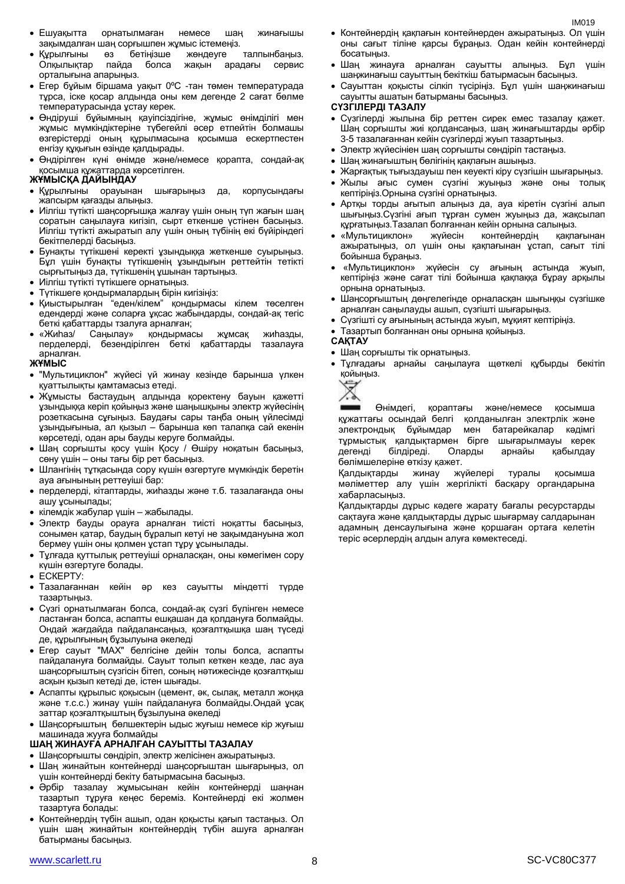- Ешуақытта орнатылмаған немесе шаң жинағышы зақымдалған шаң сорғышпен жұмыс істемеңіз.
- Құрылғыны өз бетіңізше жөндеуге талпынбаңыз. Олқылықтар пайда болса жақын арадағы сервис орталығына апарыңыз.
- Егер бұйым біршама уақыт 0ºC -тан төмен температурада тұрса, іске қосар алдында оны кем дегенде 2 сағат бөлме температурасында ұстау керек.
- Өндіруші бұйымның қауіпсіздігіне, жұмыс өнімділігі мен жұмыс мүмкіндіктеріне түбегейлі әсер етпейтін болмашы өзгерістерді оның құрылмасына қосымша ескертпестен енгізу құқығын өзінде қалдырады.
- Өндірілген күні өнімде және/немесе қорапта, сондай-ақ қосымша құжаттарда көрсетілген.

**ЖҰМЫСҚА ДАЙЫНДАУ**

- Құрылғыны ораудан шығарыңыз да, корпусындағы жапсырым қағазды алыңыз.
- Иілгіш түтікті шаңсорғышқа жалғау үшін оның түп жағын шаң соратын саңылауға кигізіп, сырт еткенше үстінен басыңыз. Иілгіш түтікті ажыратып алу үшін оның түбінің екі бүйіріндегі бекітпелерді басыңыз.
- Бунақты түтікшені керекті ұзындыққа жеткенше суырыңыз. Бұл үшін бунақты түтікшенің ұзындығын реттейтін тетікті сырғытыңыз да, түтікшенің ұшынан тартыңыз.
- Иілгіш түтікті түтікшеге орнатыңыз.
- Түтікшеге қондырмалардың бірін кигізіңіз:
- Қиыстырылған "еден/кілем" қондырмасы кілем төселген едендерді және соларға ұқсас жабындарды, сондай-ақ тегіс беткі қабаттарды тзалуға арналған;
- «Жиһаз/ Саңылау» қондырмасы жұмсақ жиһазды, перделерді, безендірілген беткі қабаттарды тазалауға арналған.

**ЖҰМЫС**

- "Мультициклон" жүйесі үй жинау кезінде барынша үлкен қуаттылықты қамтамасыз етеді.
- Жұмысты бастаудың алдында қоректену бауын қажетті ұзындыққа керіп қойыңыз және шаңышқыны электр жүйесінің розеткасына сұғыңыз. Баудағы сары таңба оның үйлесімді ұзындығыныа, ал қызыл – барынша көп талапқа сай екенін көрсетеді, одан ары бауды керуге болмайды.
- Шаң сорғышты қосу үшін Қосу / Өшіру ноқатын басыңыз, сөну үшін – оны тағы бір рет басыңыз.
- Шлангінің тұтқасында сору күшін өзгертуге мүмкіндік беретін ауа ағынының реттеуіші бар:
- перделерді, кітаптарды, жиһазды және т.б. тазалағанда оны ашу ұсынылады;
- кілемдік жабулар үшін – жабылады.
- Электр бауды орауға арналған тиісті ноқатты басыңыз, сонымен қатар, баудың бұралып кетуі не зақымдануына жол бермеу үшін оны қолмен ұстап тұру ұсынылады.
- Тұлғада қуттылық реттеуіші орналасқан, оны көмегімен сору күшін өзгертуге болады.
- ЕСКЕРТУ:
- Тазалағаннан кейін әр кез сауытты міндетті түрде тазартыңыз.
- Сүзгі орнатылмаған болса, сондай-ақ сүзгі бүлінген немесе ластанған болса, аспапты ешқашан да қолдануға болмайды. Ондай жағдайда пайдалансаңыз, қозғалтқышқа шаң түседі де, құрылғының бұзылуына әкеледі
- Егер сауыт "MAX" белгісіне дейін толы болса, аспапты пайдалануға болмайды. Сауыт толып кеткен кезде, лас ауа шаңсорғыштың сүзгісін бітеп, соның нәтижесінде қозғалтқыш асқын қызып кетеді де, істен шығады.
- Аспапты құрылыс қоқысын (цемент, әк, сылақ, металл жоңқа және т.с.с.) жинау үшін пайдалануға болмайды.Ондай ұсақ заттар қозғалтқыштың бұзылуына әкеледі
- Шаңсорғыштың бөлшектерін ыдыс жуғыш немесе кір жуғыш машинада жууға болмайды

**ШАҢ ЖИНАУҒА АРНАЛҒАН САУЫТТЫ ТАЗАЛАУ**

- Шаңсорғышты сөндіріп, электр желісінен ажыратыңыз.
- Шаң жинайтын контейнерді шаңсорғыштан шығарыңыз, ол үшін контейнерді бекіту батырмасына басыңыз.
- Әрбір тазалау жұмысынан кейін контейнерді шаңнан тазартып тұруға кеңес береміз. Контейнерді екі жолмен тазартуға болады:
- Контейнердің түбін ашып, одан қоқысты қағып тастаңыз. Ол үшін шаң жинайтын контейнердің түбін ашуға арналған батырманы басыңыз.
- Контейнердің қақпағын контейнерден ажыратыңыз. Ол үшін оны сағат тіліне қарсы бұраңыз. Одан кейін контейнерді босатыңыз.
- Шаң жинауға арналған сауытты алыңыз. Бұл үшін шаңжинағыш сауыттың бекіткіш батырмасын басыңыз.
- Сауыттан қоқысты сілкіп түсіріңіз. Бұл үшін шаңжинағыш сауытты ашатын батырманы басыңыз.

**СҮЗГІЛЕРДІ ТАЗАЛУ**

- Сүзгілерді жылына бір реттен сирек емес тазалау қажет. Шаң сорғышты жиі қолдансаңыз, шаң жинағыштарды әрбір 3-5 тазалағаннан кейін сүзгілерді жуып тазартыңыз.
- Электр жүйесініен шаң сорғышты сөндіріп тастаңыз.
- Шаң жинағыштың бөлігінің қақпағын ашыңыз.
- Жарғақтық тығыздауыш пен кеуекті кіру сүзгішін шығарыңыз.
- Жылы ағыс сумен сүзгіні жуыңыз және оны толық кептіріңіз.Орнына сүзгіні орнатыңыз.
- Артқы торды ағытып алыңыз да, ауа кіретін сүзгіні алып шығыңыз.Сүзгіні ағып тұрған сумен жуыңыз да, жақсылап құрғатыңыз.Тазалап болғаннан кейін орнына салыңыз.
- «Мультициклон» жүйесін контейнердің қақпағынан ажыратыңыз, ол үшін оны қақпағынан ұстап, сағат тілі бойынша бұраңыз.
- «Мультициклон» жүйесін су ағынның астында жуып, кептіріңіз және сағат тілі бойынша қақпаққа бұрау арқылы орнына орнатыңыз.
- Шаңсорғыштың дөңгелегінде орналасқан шығыңқы сүзгішке арналған саңылауды ашып, сүзгішті шығарыңыз.
- Сүзгішті су ағынының астында жуып, мұқият кептіріңіз.
- Тазартып болғаннан оны орнына қойыңыз.

**САҚТАУ**

- Шаң сорғышты тік орнатыңыз.
- Тұлғадағы арнайы саңылауға щеткелі құбырды бекітіп қойыңыз.

Өнімдегі, қораптағы және/немесе қосымша құжаттағы осындай белгі қолданылған электрлік және электрондық бұйымдар мен батарейкалар кәдімгі тұрмыстық қалдықтармен бірге шығарылмауы керек дегенді білдіреді. Оларды арнайы қабылдау бөлімшелеріне өткізу қажет.

Қалдықтарды жинау жүйелері туралы қосымша мәліметтер алу үшін жергілікті басқару органдарына хабарласыңыз.

Қалдықтарды дұрыс кәдеге жарату бағалы ресурстарды сақтауға және қалдықтарды дұрыс шығармау салдарынан адамның денсаулығына және қоршаған ортаға келетін теріс әсерлердің алдын алуға көмектеседі.